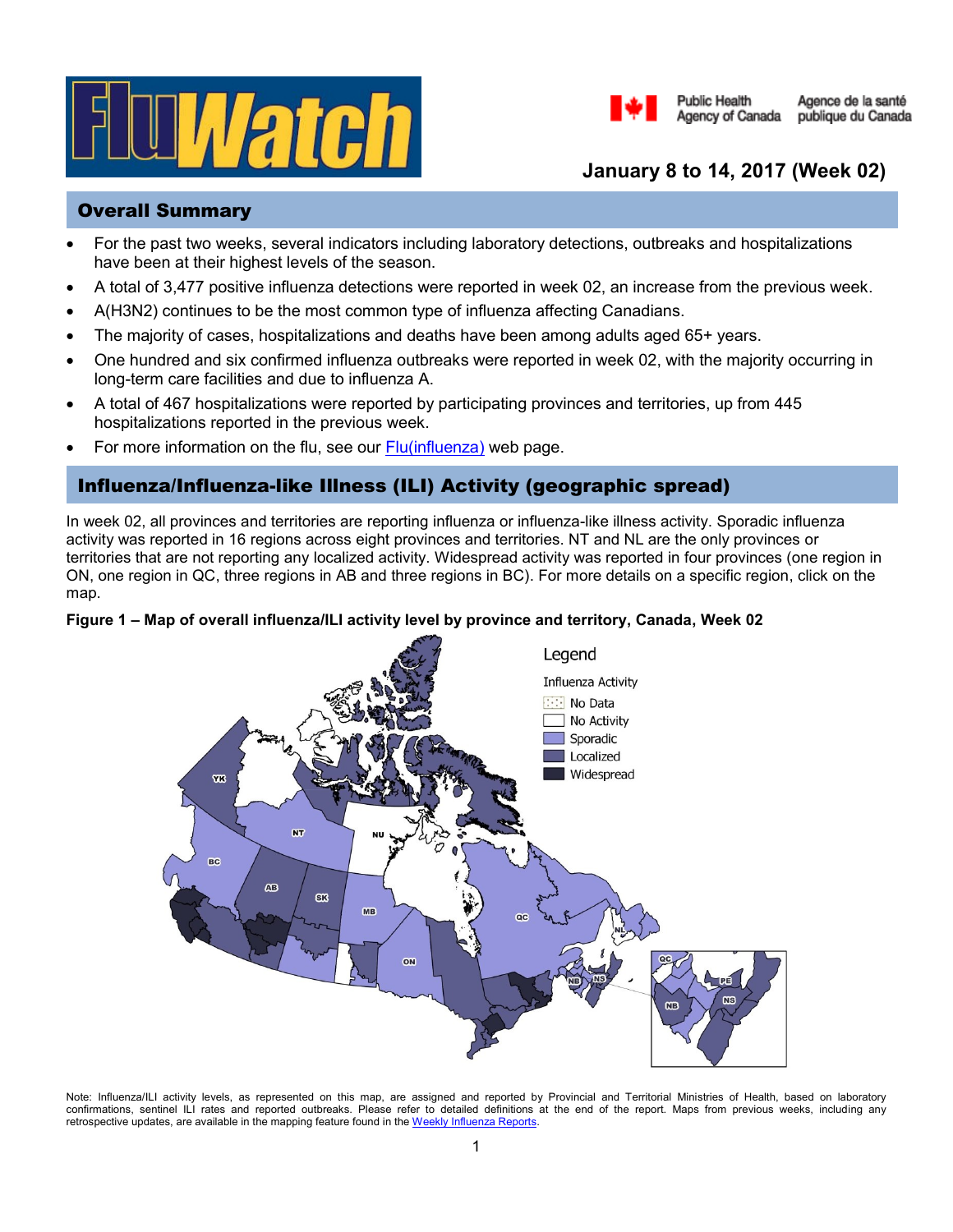# FluWatch

Public Health Agency of Canada / Agence de la santé publique du Canada

**January 8 to 14, 2017 (Week 02)**

## Overall Summary

- For the past two weeks, several indicators including laboratory detections, outbreaks and hospitalizations have been at their highest levels of the season.
- A total of 3,477 positive influenza detections were reported in week 02, an increase from the previous week.
- A(H3N2) continues to be the most common type of influenza affecting Canadians.
- The majority of cases, hospitalizations and deaths have been among adults aged 65+ years.
- One hundred and six confirmed influenza outbreaks were reported in week 02, with the majority occurring in long-term care facilities and due to influenza A.
- A total of 467 hospitalizations were reported by participating provinces and territories, up from 445 hospitalizations reported in the previous week.
- For more information on the flu, see our Flu(influenza) web page.

## Influenza/Influenza-like Illness (ILI) Activity (geographic spread)

In week 02, all provinces and territories are reporting influenza or influenza-like illness activity. Sporadic influenza activity was reported in 16 regions across eight provinces and territories. NT and NL are the only provinces or territories that are not reporting any localized activity. Widespread activity was reported in four provinces (one region in ON, one region in QC, three regions in AB and three regions in BC). For more details on a specific region, click on the map.

**Figure 1 – Map of overall influenza/ILI activity level by province and territory, Canada, Week 02**

Legend

Influenza Activity

- No Data
- No Activity
- Sporadic
- Localized
- Widespread

Note: Influenza/ILI activity levels, as represented on this map, are assigned and reported by Provincial and Territorial Ministries of Health, based on laboratory confirmations, sentinel ILI rates and reported outbreaks. Please refer to detailed definitions at the end of the report. Maps from previous weeks, including any retrospective updates, are available in the mapping feature found in the Weekly Influenza Reports.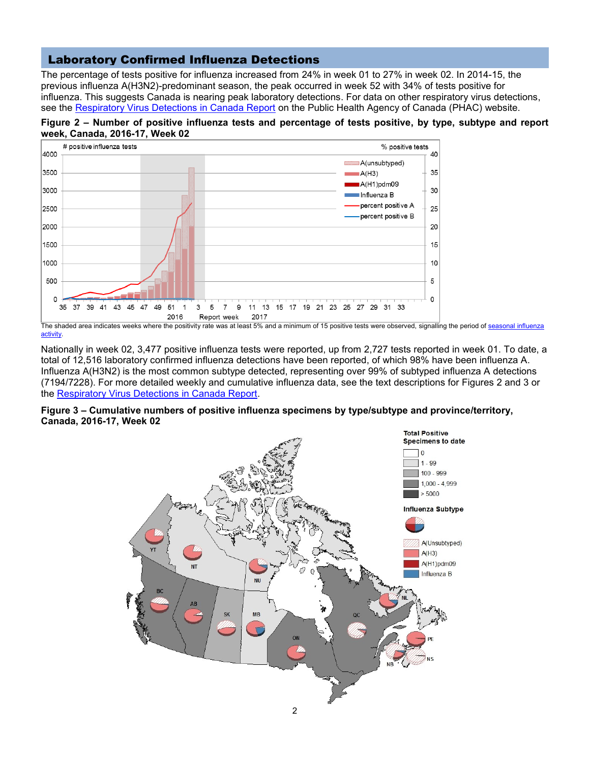## Laboratory Confirmed Influenza Detections

The percentage of tests positive for influenza increased from 24% in week 01 to 27% in week 02. In 2014-15, the previous influenza A(H3N2)-predominant season, the peak occurred in week 52 with 34% of tests positive for influenza. This suggests Canada is nearing peak laboratory detections. For data on other respiratory virus detections, see the [Respiratory Virus Detections in Canada Report]() on the Public Health Agency of Canada (PHAC) website.

**Figure 2 – Number of positive influenza tests and percentage of tests positive, by type, subtype and report week, Canada, 2016-17, Week 02**

The shaded area indicates weeks where the positivity rate was at least 5% and a minimum of 15 positive tests were observed, signalling the period of [seasonal influenza activity]().

Nationally in week 02, 3,477 positive influenza tests were reported, up from 2,727 tests reported in week 01. To date, a total of 12,516 laboratory confirmed influenza detections have been reported, of which 98% have been influenza A. Influenza A(H3N2) is the most common subtype detected, representing over 99% of subtyped influenza A detections (7194/7228). For more detailed weekly and cumulative influenza data, see the text descriptions for Figures 2 and 3 or the [Respiratory Virus Detections in Canada Report]().

**Figure 3 – Cumulative numbers of positive influenza specimens by type/subtype and province/territory, Canada, 2016-17, Week 02**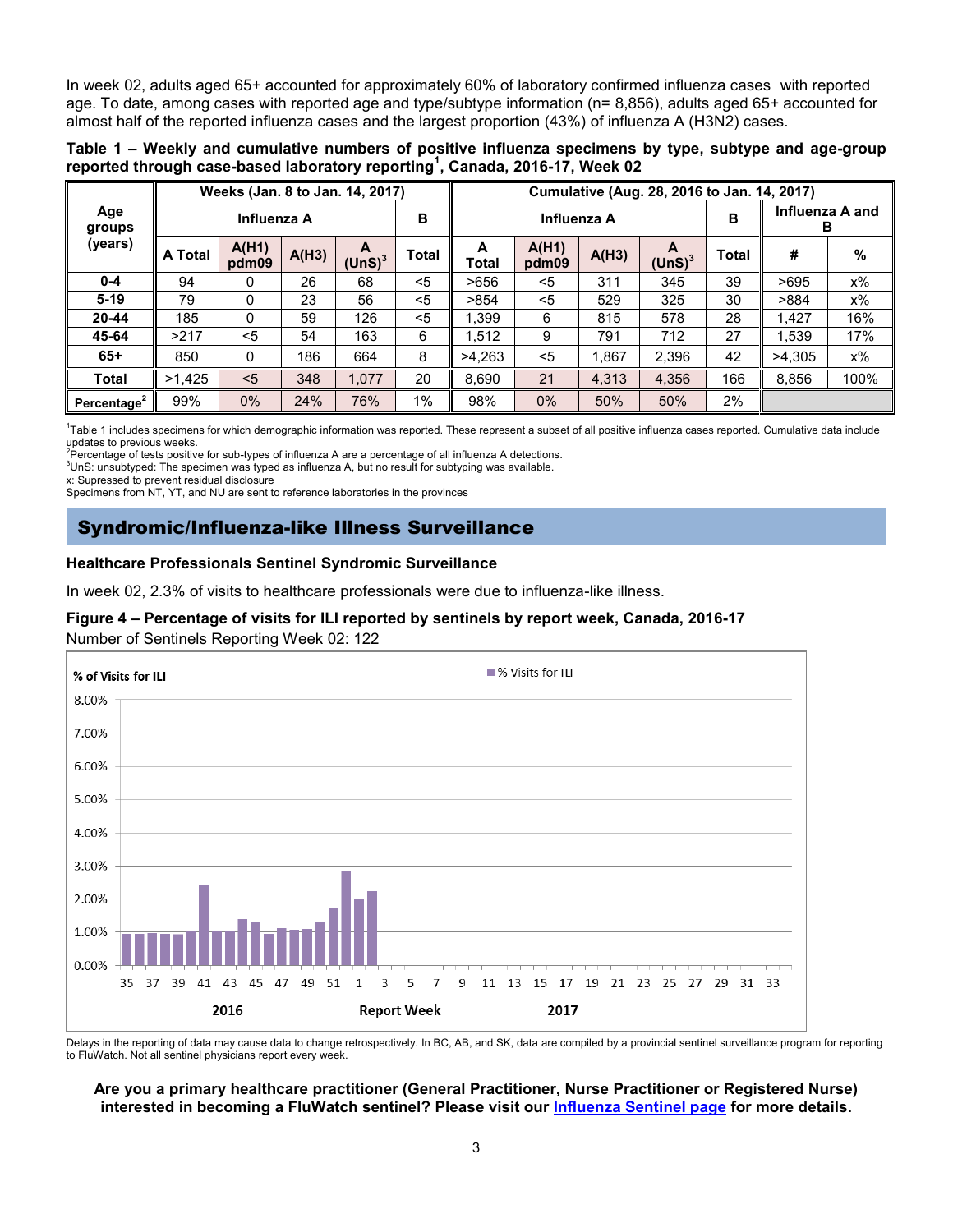In week 02, adults aged 65+ accounted for approximately 60% of laboratory confirmed influenza cases with reported age. To date, among cases with reported age and type/subtype information (n= 8,856), adults aged 65+ accounted for almost half of the reported influenza cases and the largest proportion (43%) of influenza A (H3N2) cases.

**Table 1 – Weekly and cumulative numbers of positive influenza specimens by type, subtype and age-group reported through case-based laboratory reporting[1], Canada, 2016-17, Week 02**

| Age groups (years) | Weeks (Jan. 8 to Jan. 14, 2017) | | | | | Cumulative (Aug. 28, 2016 to Jan. 14, 2017) | | | | | | |
|---|---|---|---|---|---|---|---|---|---|---|---|---|
| | Influenza A | | | | B | Influenza A | | | | B | Influenza A and B | |
| | A Total | A(H1) pdm09 | A(H3) | A (UnS)[3] | Total | A Total | A(H1) pdm09 | A(H3) | A (UnS)[3] | Total | # | % |
| 0-4 | 94 | 0 | 26 | 68 | <5 | >656 | <5 | 311 | 345 | 39 | >695 | x% |
| 5-19 | 79 | 0 | 23 | 56 | <5 | >854 | <5 | 529 | 325 | 30 | >884 | x% |
| 20-44 | 185 | 0 | 59 | 126 | <5 | 1,399 | 6 | 815 | 578 | 28 | 1,427 | 16% |
| 45-64 | >217 | <5 | 54 | 163 | 6 | 1,512 | 9 | 791 | 712 | 27 | 1,539 | 17% |
| 65+ | 850 | 0 | 186 | 664 | 8 | >4,263 | <5 | 1,867 | 2,396 | 42 | >4,305 | x% |
| Total | >1,425 | <5 | 348 | 1,077 | 20 | 8,690 | 21 | 4,313 | 4,356 | 166 | 8,856 | 100% |
| Percentage[2] | 99% | 0% | 24% | 76% | 1% | 98% | 0% | 50% | 50% | 2% | | |

[1]Table 1 includes specimens for which demographic information was reported. These represent a subset of all positive influenza cases reported. Cumulative data include updates to previous weeks.
[2]Percentage of tests positive for sub-types of influenza A are a percentage of all influenza A detections.
[3]UnS: unsubtyped: The specimen was typed as influenza A, but no result for subtyping was available.
x: Supressed to prevent residual disclosure
Specimens from NT, YT, and NU are sent to reference laboratories in the provinces

## Syndromic/Influenza-like Illness Surveillance

### Healthcare Professionals Sentinel Syndromic Surveillance

In week 02, 2.3% of visits to healthcare professionals were due to influenza-like illness.

**Figure 4 – Percentage of visits for ILI reported by sentinels by report week, Canada, 2016-17**
Number of Sentinels Reporting Week 02: 122

Delays in the reporting of data may cause data to change retrospectively. In BC, AB, and SK, data are compiled by a provincial sentinel surveillance program for reporting to FluWatch. Not all sentinel physicians report every week.

**Are you a primary healthcare practitioner (General Practitioner, Nurse Practitioner or Registered Nurse) interested in becoming a FluWatch sentinel? Please visit our [Influenza Sentinel page]() for more details.**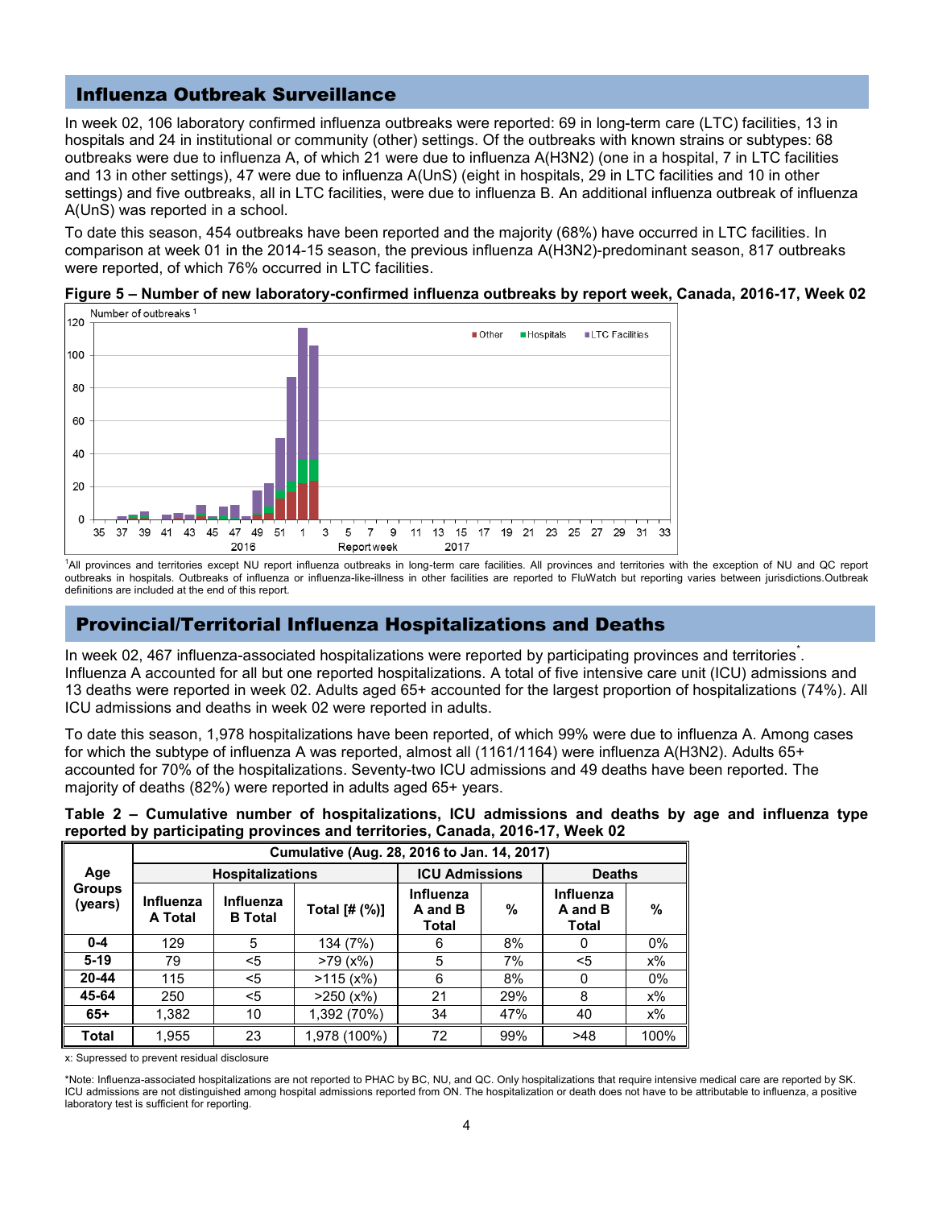## Influenza Outbreak Surveillance

In week 02, 106 laboratory confirmed influenza outbreaks were reported: 69 in long-term care (LTC) facilities, 13 in hospitals and 24 in institutional or community (other) settings. Of the outbreaks with known strains or subtypes: 68 outbreaks were due to influenza A, of which 21 were due to influenza A(H3N2) (one in a hospital, 7 in LTC facilities and 13 in other settings), 47 were due to influenza A(UnS) (eight in hospitals, 29 in LTC facilities and 10 in other settings) and five outbreaks, all in LTC facilities, were due to influenza B. An additional influenza outbreak of influenza A(UnS) was reported in a school.

To date this season, 454 outbreaks have been reported and the majority (68%) have occurred in LTC facilities. In comparison at week 01 in the 2014-15 season, the previous influenza A(H3N2)-predominant season, 817 outbreaks were reported, of which 76% occurred in LTC facilities.

**Figure 5 – Number of new laboratory-confirmed influenza outbreaks by report week, Canada, 2016-17, Week 02**

[1]All provinces and territories except NU report influenza outbreaks in long-term care facilities. All provinces and territories with the exception of NU and QC report outbreaks in hospitals. Outbreaks of influenza or influenza-like-illness in other facilities are reported to FluWatch but reporting varies between jurisdictions. Outbreak definitions are included at the end of this report.

## Provincial/Territorial Influenza Hospitalizations and Deaths

In week 02, 467 influenza-associated hospitalizations were reported by participating provinces and territories*. Influenza A accounted for all but one reported hospitalizations. A total of five intensive care unit (ICU) admissions and 13 deaths were reported in week 02. Adults aged 65+ accounted for the largest proportion of hospitalizations (74%). All ICU admissions and deaths in week 02 were reported in adults.

To date this season, 1,978 hospitalizations have been reported, of which 99% were due to influenza A. Among cases for which the subtype of influenza A was reported, almost all (1161/1164) were influenza A(H3N2). Adults 65+ accounted for 70% of the hospitalizations. Seventy-two ICU admissions and 49 deaths have been reported. The majority of deaths (82%) were reported in adults aged 65+ years.

**Table 2 – Cumulative number of hospitalizations, ICU admissions and deaths by age and influenza type reported by participating provinces and territories, Canada, 2016-17, Week 02**

| Age Groups (years) | Cumulative (Aug. 28, 2016 to Jan. 14, 2017) | | | | | | |
|---|---|---|---|---|---|---|---|
| | Hospitalizations | | | ICU Admissions | | Deaths | |
| | Influenza A Total | Influenza B Total | Total [# (%)] | Influenza A and B Total | % | Influenza A and B Total | % |
| **0-4** | 129 | 5 | 134 (7%) | 6 | 8% | 0 | 0% |
| **5-19** | 79 | <5 | >79 (x%) | 5 | 7% | <5 | x% |
| **20-44** | 115 | <5 | >115 (x%) | 6 | 8% | 0 | 0% |
| **45-64** | 250 | <5 | >250 (x%) | 21 | 29% | 8 | x% |
| **65+** | 1,382 | 10 | 1,392 (70%) | 34 | 47% | 40 | x% |
| **Total** | 1,955 | 23 | 1,978 (100%) | 72 | 99% | >48 | 100% |

x: Supressed to prevent residual disclosure

*Note: Influenza-associated hospitalizations are not reported to PHAC by BC, NU, and QC. Only hospitalizations that require intensive medical care are reported by SK. ICU admissions are not distinguished among hospital admissions reported from ON. The hospitalization or death does not have to be attributable to influenza, a positive laboratory test is sufficient for reporting.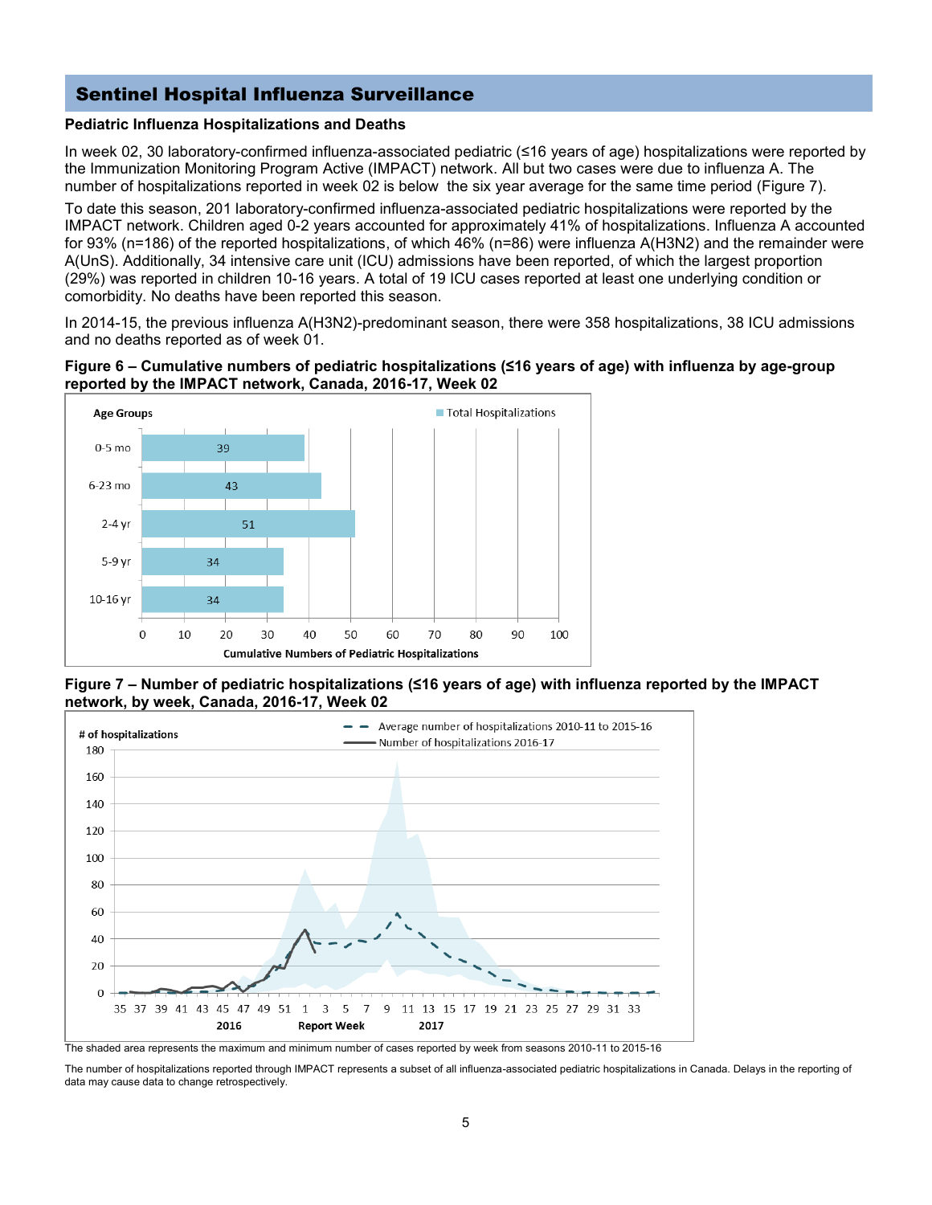## Sentinel Hospital Influenza Surveillance

**Pediatric Influenza Hospitalizations and Deaths**

In week 02, 30 laboratory-confirmed influenza-associated pediatric (≤16 years of age) hospitalizations were reported by the Immunization Monitoring Program Active (IMPACT) network. All but two cases were due to influenza A. The number of hospitalizations reported in week 02 is below the six year average for the same time period (Figure 7).

To date this season, 201 laboratory-confirmed influenza-associated pediatric hospitalizations were reported by the IMPACT network. Children aged 0-2 years accounted for approximately 41% of hospitalizations. Influenza A accounted for 93% (n=186) of the reported hospitalizations, of which 46% (n=86) were influenza A(H3N2) and the remainder were A(UnS). Additionally, 34 intensive care unit (ICU) admissions have been reported, of which the largest proportion (29%) was reported in children 10-16 years. A total of 19 ICU cases reported at least one underlying condition or comorbidity. No deaths have been reported this season.

In 2014-15, the previous influenza A(H3N2)-predominant season, there were 358 hospitalizations, 38 ICU admissions and no deaths reported as of week 01.

**Figure 6 – Cumulative numbers of pediatric hospitalizations (≤16 years of age) with influenza by age-group reported by the IMPACT network, Canada, 2016-17, Week 02**

| Age Groups | Total Hospitalizations |
|---|---|
| 0-5 mo | 39 |
| 6-23 mo | 43 |
| 2-4 yr | 51 |
| 5-9 yr | 34 |
| 10-16 yr | 34 |

**Figure 7 – Number of pediatric hospitalizations (≤16 years of age) with influenza reported by the IMPACT network, by week, Canada, 2016-17, Week 02**

The shaded area represents the maximum and minimum number of cases reported by week from seasons 2010-11 to 2015-16

The number of hospitalizations reported through IMPACT represents a subset of all influenza-associated pediatric hospitalizations in Canada. Delays in the reporting of data may cause data to change retrospectively.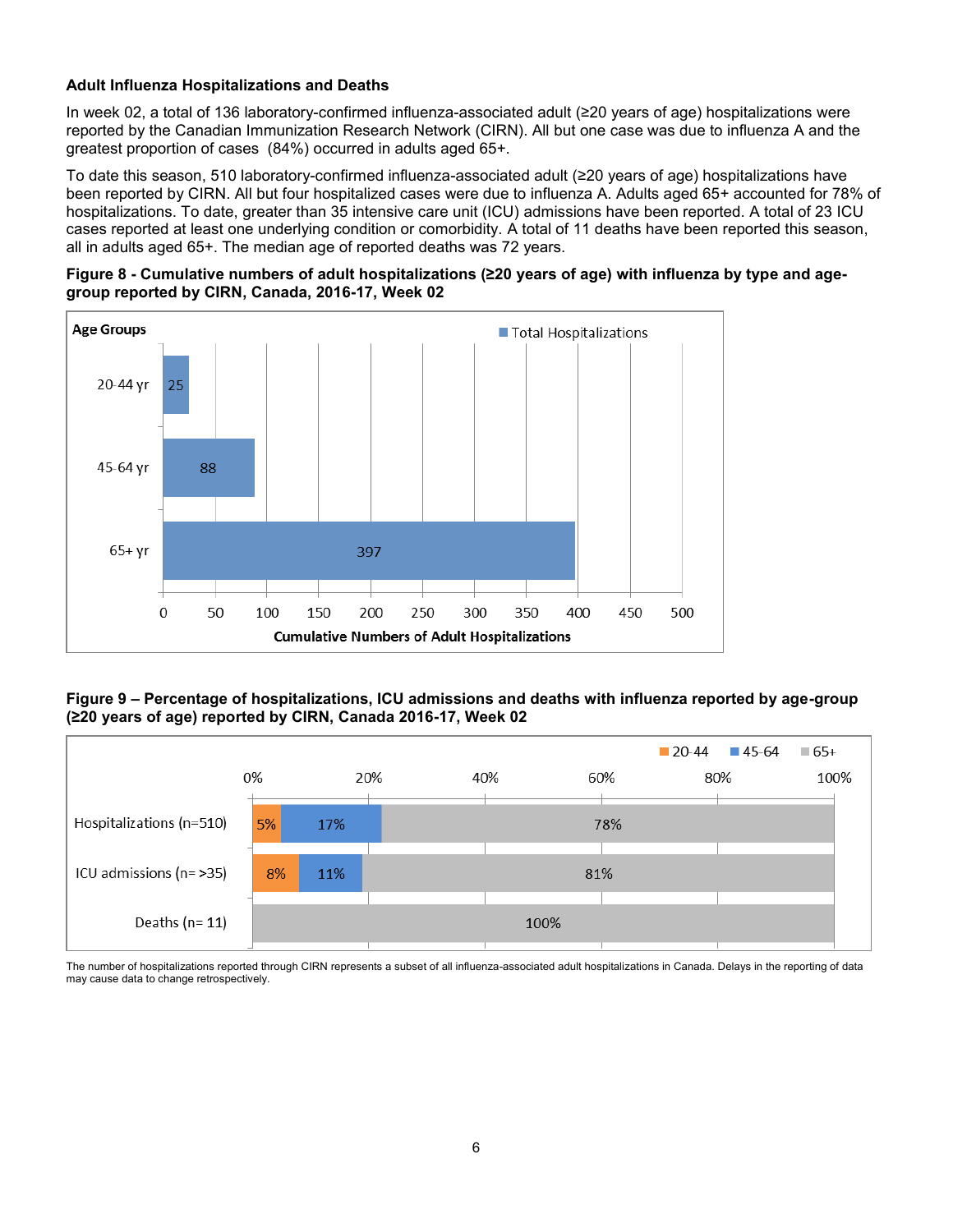**Adult Influenza Hospitalizations and Deaths**

In week 02, a total of 136 laboratory-confirmed influenza-associated adult (≥20 years of age) hospitalizations were reported by the Canadian Immunization Research Network (CIRN). All but one case was due to influenza A and the greatest proportion of cases (84%) occurred in adults aged 65+.

To date this season, 510 laboratory-confirmed influenza-associated adult (≥20 years of age) hospitalizations have been reported by CIRN. All but four hospitalized cases were due to influenza A. Adults aged 65+ accounted for 78% of hospitalizations. To date, greater than 35 intensive care unit (ICU) admissions have been reported. A total of 23 ICU cases reported at least one underlying condition or comorbidity. A total of 11 deaths have been reported this season, all in adults aged 65+. The median age of reported deaths was 72 years.

**Figure 8 - Cumulative numbers of adult hospitalizations (≥20 years of age) with influenza by type and age-group reported by CIRN, Canada, 2016-17, Week 02**

| Age Groups | Total Hospitalizations |
|---|---|
| 20-44 yr | 25 |
| 45-64 yr | 88 |
| 65+ yr | 397 |

**Figure 9 – Percentage of hospitalizations, ICU admissions and deaths with influenza reported by age-group (≥20 years of age) reported by CIRN, Canada 2016-17, Week 02**

| | 20-44 | 45-64 | 65+ |
|---|---|---|---|
| Hospitalizations (n=510) | 5% | 17% | 78% |
| ICU admissions (n= >35) | 8% | 11% | 81% |
| Deaths (n= 11) | | | 100% |

The number of hospitalizations reported through CIRN represents a subset of all influenza-associated adult hospitalizations in Canada. Delays in the reporting of data may cause data to change retrospectively.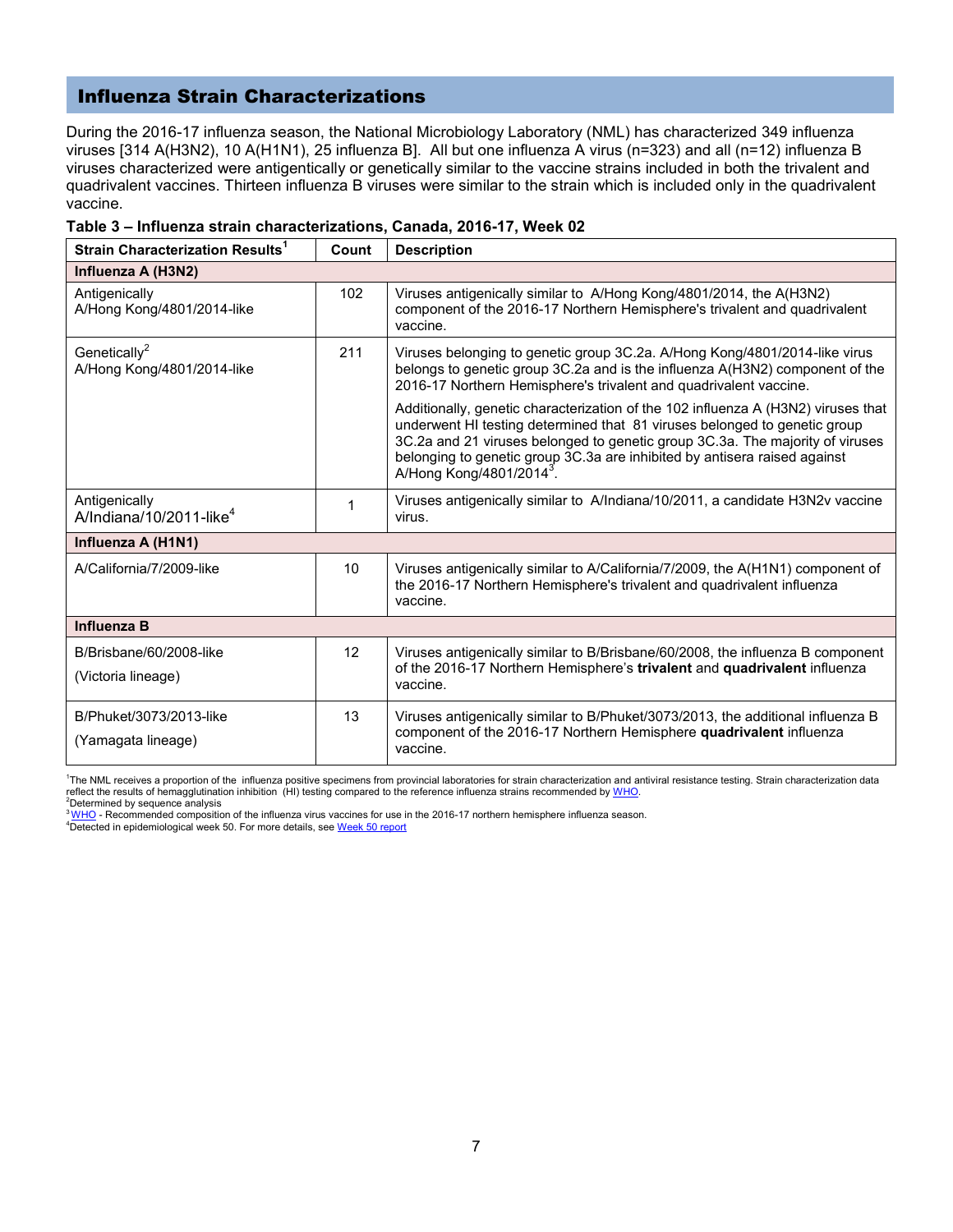## Influenza Strain Characterizations

During the 2016-17 influenza season, the National Microbiology Laboratory (NML) has characterized 349 influenza viruses [314 A(H3N2), 10 A(H1N1), 25 influenza B]. All but one influenza A virus (n=323) and all (n=12) influenza B viruses characterized were antigenically or genetically similar to the vaccine strains included in both the trivalent and quadrivalent vaccines. Thirteen influenza B viruses were similar to the strain which is included only in the quadrivalent vaccine.

**Table 3 – Influenza strain characterizations, Canada, 2016-17, Week 02**

| Strain Characterization Results[1] | Count | Description |
|---|---|---|
| **Influenza A (H3N2)** | | |
| Antigenically A/Hong Kong/4801/2014-like | 102 | Viruses antigenically similar to A/Hong Kong/4801/2014, the A(H3N2) component of the 2016-17 Northern Hemisphere's trivalent and quadrivalent vaccine. |
| Genetically[2] A/Hong Kong/4801/2014-like | 211 | Viruses belonging to genetic group 3C.2a. A/Hong Kong/4801/2014-like virus belongs to genetic group 3C.2a and is the influenza A(H3N2) component of the 2016-17 Northern Hemisphere's trivalent and quadrivalent vaccine. Additionally, genetic characterization of the 102 influenza A (H3N2) viruses that underwent HI testing determined that 81 viruses belonged to genetic group 3C.2a and 21 viruses belonged to genetic group 3C.3a. The majority of viruses belonging to genetic group 3C.3a are inhibited by antisera raised against A/Hong Kong/4801/2014[3]. |
| Antigenically A/Indiana/10/2011-like[4] | 1 | Viruses antigenically similar to A/Indiana/10/2011, a candidate H3N2v vaccine virus. |
| **Influenza A (H1N1)** | | |
| A/California/7/2009-like | 10 | Viruses antigenically similar to A/California/7/2009, the A(H1N1) component of the 2016-17 Northern Hemisphere's trivalent and quadrivalent influenza vaccine. |
| **Influenza B** | | |
| B/Brisbane/60/2008-like (Victoria lineage) | 12 | Viruses antigenically similar to B/Brisbane/60/2008, the influenza B component of the 2016-17 Northern Hemisphere's **trivalent** and **quadrivalent** influenza vaccine. |
| B/Phuket/3073/2013-like (Yamagata lineage) | 13 | Viruses antigenically similar to B/Phuket/3073/2013, the additional influenza B component of the 2016-17 Northern Hemisphere **quadrivalent** influenza vaccine. |

[1]The NML receives a proportion of the influenza positive specimens from provincial laboratories for strain characterization and antiviral resistance testing. Strain characterization data reflect the results of hemagglutination inhibition (HI) testing compared to the reference influenza strains recommended by WHO.
[2]Determined by sequence analysis
[3]WHO - Recommended composition of the influenza virus vaccines for use in the 2016-17 northern hemisphere influenza season.
[4]Detected in epidemiological week 50. For more details, see Week 50 report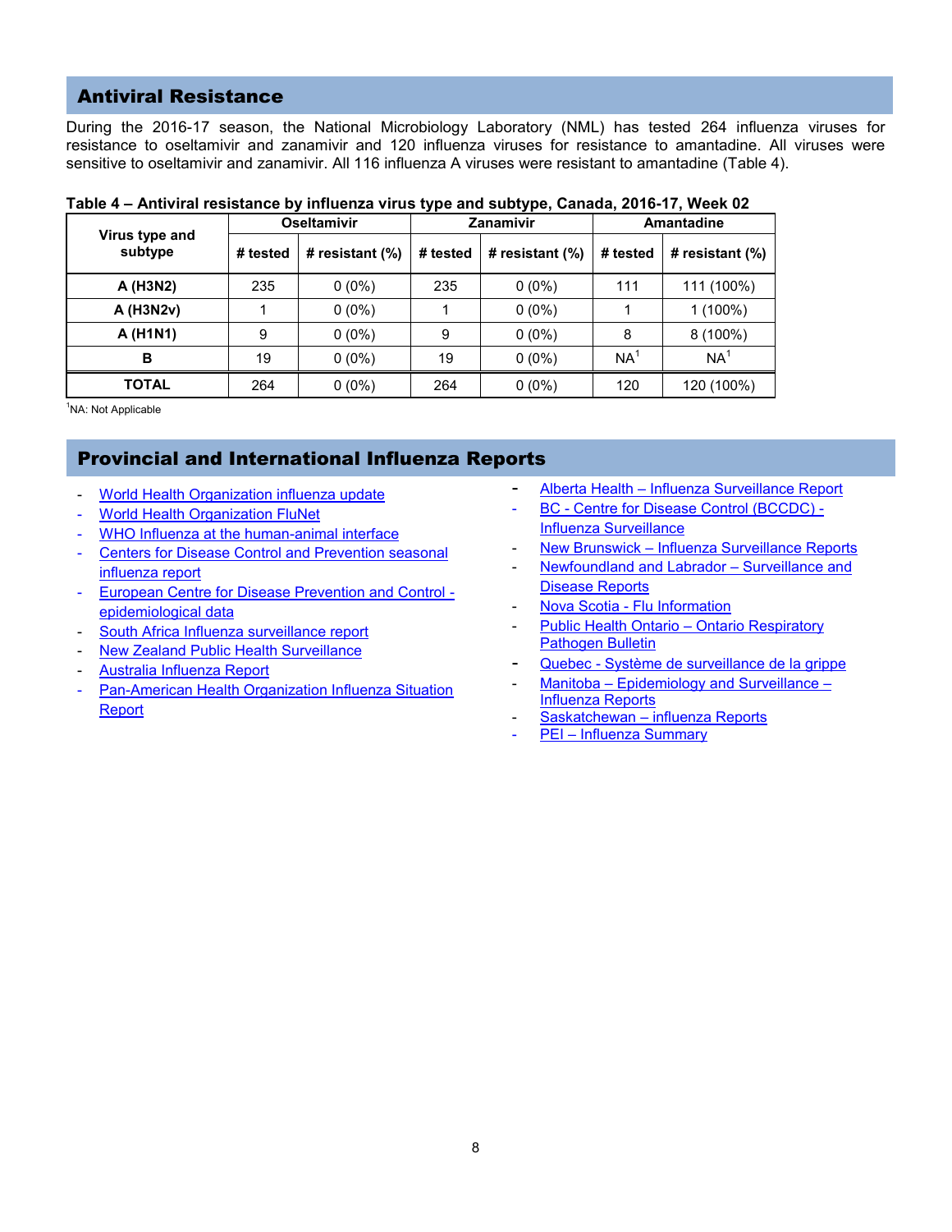## Antiviral Resistance

During the 2016-17 season, the National Microbiology Laboratory (NML) has tested 264 influenza viruses for resistance to oseltamivir and zanamivir and 120 influenza viruses for resistance to amantadine. All viruses were sensitive to oseltamivir and zanamivir. All 116 influenza A viruses were resistant to amantadine (Table 4).

**Table 4 – Antiviral resistance by influenza virus type and subtype, Canada, 2016-17, Week 02**

| Virus type and subtype | Oseltamivir | | Zanamivir | | Amantadine | |
|---|---|---|---|---|---|---|
| | # tested | # resistant (%) | # tested | # resistant (%) | # tested | # resistant (%) |
| **A (H3N2)** | 235 | 0 (0%) | 235 | 0 (0%) | 111 | 111 (100%) |
| **A (H3N2v)** | 1 | 0 (0%) | 1 | 0 (0%) | 1 | 1 (100%) |
| **A (H1N1)** | 9 | 0 (0%) | 9 | 0 (0%) | 8 | 8 (100%) |
| **B** | 19 | 0 (0%) | 19 | 0 (0%) | NA[1] | NA[1] |
| **TOTAL** | 264 | 0 (0%) | 264 | 0 (0%) | 120 | 120 (100%) |

[1]NA: Not Applicable

## Provincial and International Influenza Reports

- World Health Organization influenza update
- World Health Organization FluNet
- WHO Influenza at the human-animal interface
- Centers for Disease Control and Prevention seasonal influenza report
- European Centre for Disease Prevention and Control - epidemiological data
- South Africa Influenza surveillance report
- New Zealand Public Health Surveillance
- Australia Influenza Report
- Pan-American Health Organization Influenza Situation Report

- Alberta Health – Influenza Surveillance Report
- BC - Centre for Disease Control (BCCDC) - Influenza Surveillance
- New Brunswick – Influenza Surveillance Reports
- Newfoundland and Labrador – Surveillance and Disease Reports
- Nova Scotia - Flu Information
- Public Health Ontario – Ontario Respiratory Pathogen Bulletin
- Quebec - Système de surveillance de la grippe
- Manitoba – Epidemiology and Surveillance – Influenza Reports
- Saskatchewan – influenza Reports
- PEI – Influenza Summary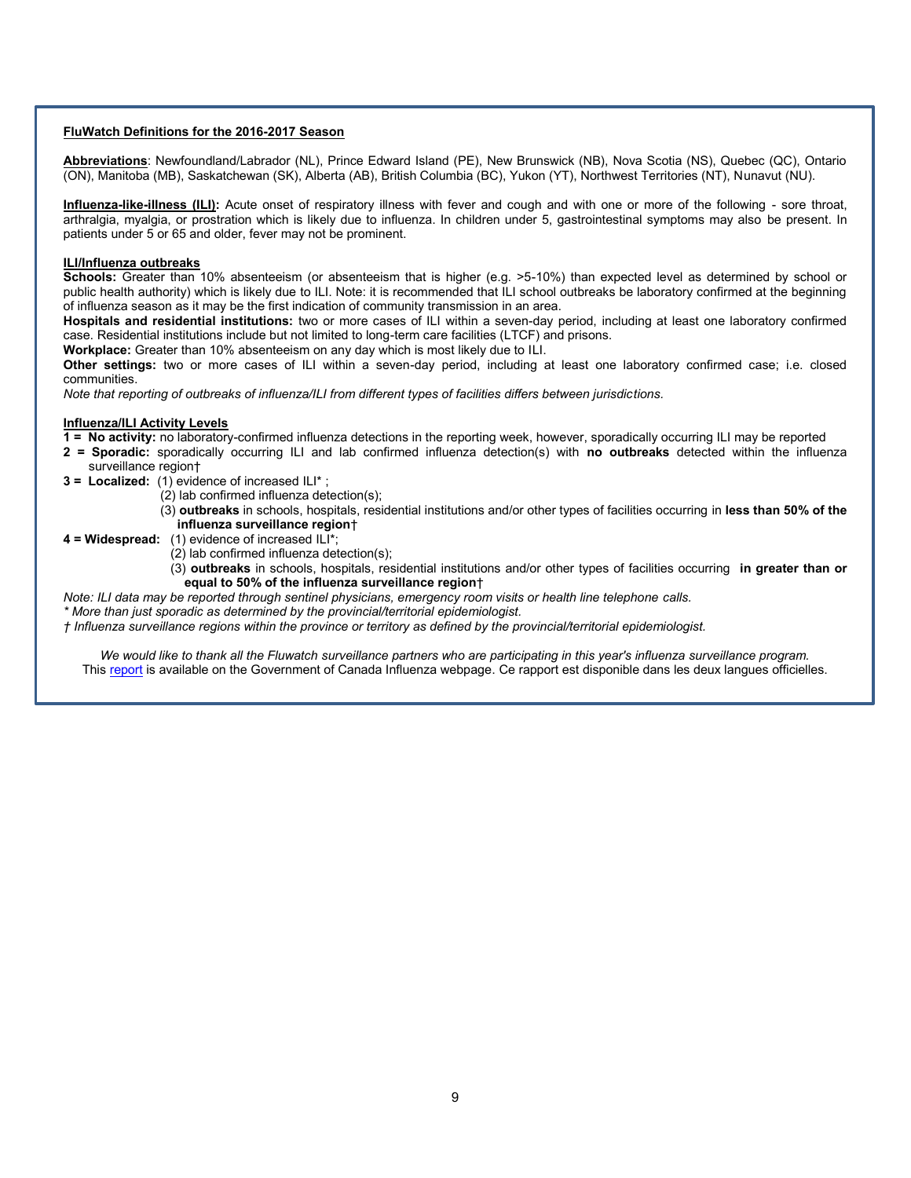**FluWatch Definitions for the 2016-2017 Season**

**Abbreviations**: Newfoundland/Labrador (NL), Prince Edward Island (PE), New Brunswick (NB), Nova Scotia (NS), Quebec (QC), Ontario (ON), Manitoba (MB), Saskatchewan (SK), Alberta (AB), British Columbia (BC), Yukon (YT), Northwest Territories (NT), Nunavut (NU).

**Influenza-like-illness (ILI):** Acute onset of respiratory illness with fever and cough and with one or more of the following - sore throat, arthralgia, myalgia, or prostration which is likely due to influenza. In children under 5, gastrointestinal symptoms may also be present. In patients under 5 or 65 and older, fever may not be prominent.

**ILI/Influenza outbreaks**

**Schools:** Greater than 10% absenteeism (or absenteeism that is higher (e.g. >5-10%) than expected level as determined by school or public health authority) which is likely due to ILI. Note: it is recommended that ILI school outbreaks be laboratory confirmed at the beginning of influenza season as it may be the first indication of community transmission in an area.

**Hospitals and residential institutions:** two or more cases of ILI within a seven-day period, including at least one laboratory confirmed case. Residential institutions include but not limited to long-term care facilities (LTCF) and prisons.

**Workplace:** Greater than 10% absenteeism on any day which is most likely due to ILI.

**Other settings:** two or more cases of ILI within a seven-day period, including at least one laboratory confirmed case; i.e. closed communities.

*Note that reporting of outbreaks of influenza/ILI from different types of facilities differs between jurisdictions.*

**Influenza/ILI Activity Levels**

**1 = No activity:** no laboratory-confirmed influenza detections in the reporting week, however, sporadically occurring ILI may be reported

**2 = Sporadic:** sporadically occurring ILI and lab confirmed influenza detection(s) with **no outbreaks** detected within the influenza surveillance region†

**3 = Localized:** (1) evidence of increased ILI*;
(2) lab confirmed influenza detection(s);
(3) **outbreaks** in schools, hospitals, residential institutions and/or other types of facilities occurring in **less than 50% of the influenza surveillance region**†

**4 = Widespread:** (1) evidence of increased ILI*;
(2) lab confirmed influenza detection(s);
(3) **outbreaks** in schools, hospitals, residential institutions and/or other types of facilities occurring **in greater than or equal to 50% of the influenza surveillance region**†

*Note: ILI data may be reported through sentinel physicians, emergency room visits or health line telephone calls.*

*\* More than just sporadic as determined by the provincial/territorial epidemiologist.*

*† Influenza surveillance regions within the province or territory as defined by the provincial/territorial epidemiologist.*

*We would like to thank all the Fluwatch surveillance partners who are participating in this year's influenza surveillance program.*

This report is available on the Government of Canada Influenza webpage. Ce rapport est disponible dans les deux langues officielles.